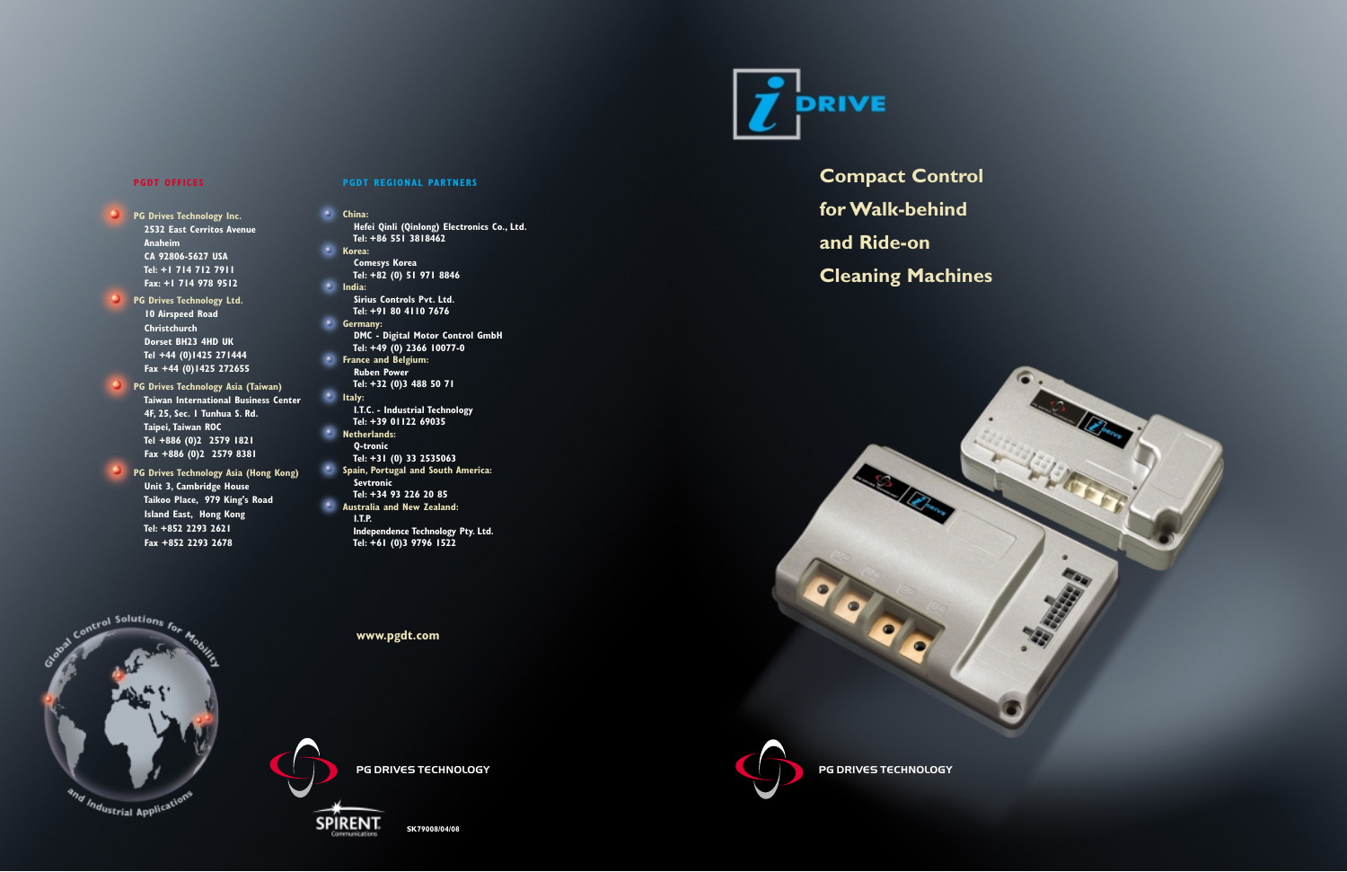# i DRIVE

## Compact Control for Walk-behind and Ride-on Cleaning Machines

PG DRIVES TECHNOLOGY

### PGDT OFFICES

**PG Drives Technology Inc.**
2532 East Cerritos Avenue
Anaheim
CA 92806-5627 USA
Tel: +1 714 712 7911
Fax: +1 714 978 9512

**PG Drives Technology Ltd.**
10 Airspeed Road
Christchurch
Dorset BH23 4HD UK
Tel +44 (0)1425 271444
Fax +44 (0)1425 272655

**PG Drives Technology Asia (Taiwan)**
Taiwan International Business Center
4F, 25, Sec. 1 Tunhua S. Rd.
Taipei, Taiwan ROC
Tel +886 (0)2 2579 1821
Fax +886 (0)2 2579 8381

**PG Drives Technology Asia (Hong Kong)**
Unit 3, Cambridge House
Taikoo Place, 979 King's Road
Island East, Hong Kong
Tel: +852 2293 2621
Fax +852 2293 2678

### PGDT REGIONAL PARTNERS

**China:**
Hefei Qinli (Qinlong) Electronics Co., Ltd.
Tel: +86 551 3818462

**Korea:**
Comesys Korea
Tel: +82 (0) 51 971 8846

**India:**
Sirius Controls Pvt. Ltd.
Tel: +91 80 4110 7676

**Germany:**
DMC - Digital Motor Control GmbH
Tel: +49 (0) 2366 10077-0

**France and Belgium:**
Ruben Power
Tel: +32 (0)3 488 50 71

**Italy:**
I.T.C. - Industrial Technology
Tel: +39 01122 69035

**Netherlands:**
Q-tronic
Tel: +31 (0) 33 2535063

**Spain, Portugal and South America:**
Sevtronic
Tel: +34 93 226 20 85

**Australia and New Zealand:**
I.T.P.
Independence Technology Pty. Ltd.
Tel: +61 (0)3 9796 1522

www.pgdt.com

Global Control Solutions for Mobility and Industrial Applications

PG DRIVES TECHNOLOGY

SPIRENT Communications

SK79008/04/08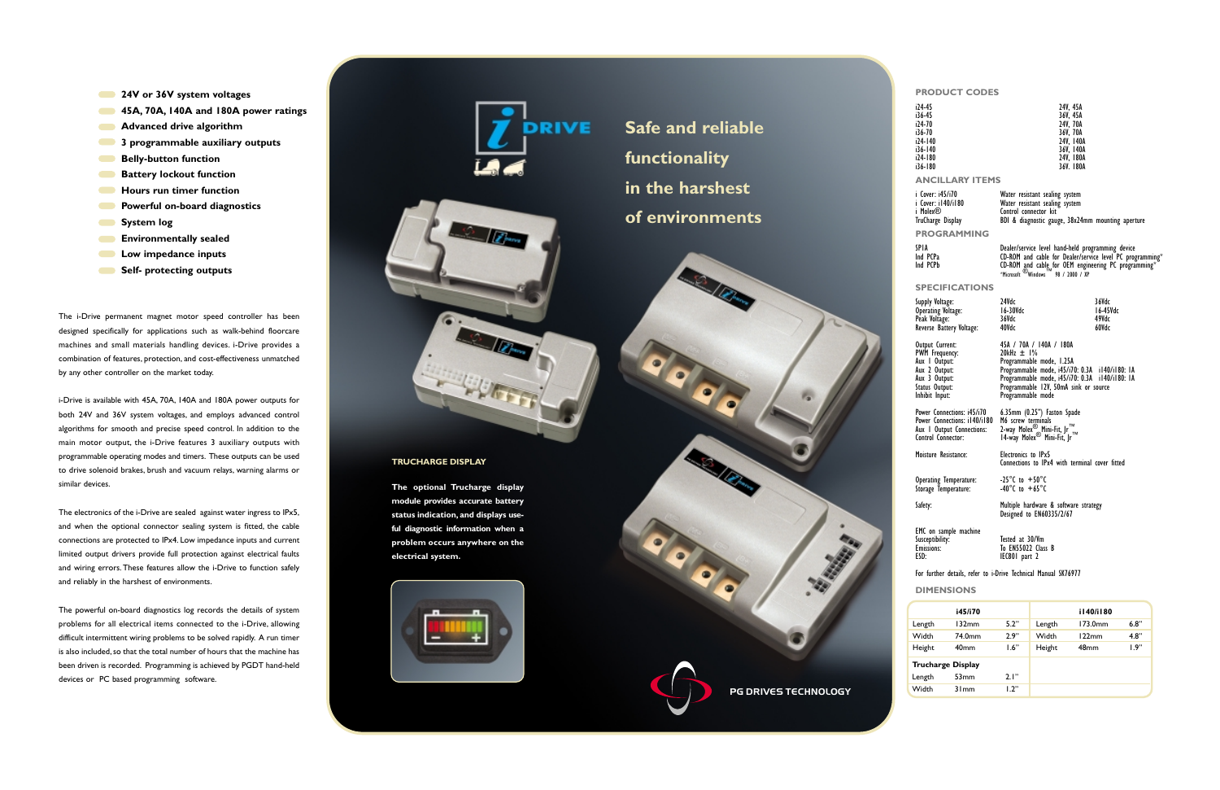- 24V or 36V system voltages
- 45A, 70A, 140A and 180A power ratings
- Advanced drive algorithm
- 3 programmable auxiliary outputs
- Belly-button function
- Battery lockout function
- Hours run timer function
- Powerful on-board diagnostics
- System log
- Environmentally sealed
- Low impedance inputs
- Self- protecting outputs

The i-Drive permanent magnet motor speed controller has been designed specifically for applications such as walk-behind floorcare machines and small materials handling devices. i-Drive provides a combination of features, protection, and cost-effectiveness unmatched by any other controller on the market today.

i-Drive is available with 45A, 70A, 140A and 180A power outputs for both 24V and 36V system voltages, and employs advanced control algorithms for smooth and precise speed control. In addition to the main motor output, the i-Drive features 3 auxiliary outputs with programmable operating modes and timers. These outputs can be used to drive solenoid brakes, brush and vacuum relays, warning alarms or similar devices.

The electronics of the i-Drive are sealed against water ingress to IPx5, and when the optional connector sealing system is fitted, the cable connections are protected to IPx4. Low impedance inputs and current limited output drivers provide full protection against electrical faults and wiring errors. These features allow the i-Drive to function safely and reliably in the harshest of environments.

The powerful on-board diagnostics log records the details of system problems for all electrical items connected to the i-Drive, allowing difficult intermittent wiring problems to be solved rapidly. A run timer is also included, so that the total number of hours that the machine has been driven is recorded. Programming is achieved by PGDT hand-held devices or PC based programming software.

# i DRIVE

## Safe and reliable functionality in the harshest of environments

### TRUCHARGE DISPLAY

**The optional Trucharge display module provides accurate battery status indication, and displays useful diagnostic information when a problem occurs anywhere on the electrical system.**

PG DRIVES TECHNOLOGY

### PRODUCT CODES

| | |
|---|---|
| i24-45 | 24V, 45A |
| i36-45 | 36V, 45A |
| i24-70 | 24V, 70A |
| i36-70 | 36V, 70A |
| i24-140 | 24V, 140A |
| i36-140 | 36V, 140A |
| i24-180 | 24V, 180A |
| i36-180 | 36V, 180A |

### ANCILLARY ITEMS

| | |
|---|---|
| i Cover: i45/i70 | Water resistant sealing system |
| i Cover: i140/i180 | Water resistant sealing system |
| i Molex® | Control connector kit |
| TruCharge Display | BDI & diagnostic gauge, 38x24mm mounting aperture |

### PROGRAMMING

| | |
|---|---|
| SP1A | Dealer/service level hand-held programming device |
| Ind PCPa | CD-ROM and cable for Dealer/service level PC programming* |
| Ind PCPb | CD-ROM and cable for OEM engineering PC programming* |

*Microsoft® Windows™ 98 / 2000 / XP

### SPECIFICATIONS

| | | |
|---|---|---|
| Supply Voltage: | 24Vdc | 36Vdc |
| Operating Voltage: | 16-30Vdc | 16-45Vdc |
| Peak Voltage: | 36Vdc | 49Vdc |
| Reverse Battery Voltage: | 40Vdc | 60Vdc |
| Output Current: | 45A / 70A / 140A / 180A | |
| PWM Frequency: | 20kHz ± 1% | |
| Aux 1 Output: | Programmable mode, 1.25A | |
| Aux 2 Output: | Programmable mode, i45/i70: 0.3A i140/i180: 1A | |
| Aux 3 Output: | Programmable mode, i45/i70: 0.3A i140/i180: 1A | |
| Status Output: | Programmable 12V, 50mA sink or source | |
| Inhibit Input: | Programmable mode | |
| Power Connections: i45/i70 | 6.35mm (0.25") Faston Spade | |
| Power Connections: i140/i180 | M6 screw terminals | |
| Aux 1 Output Connections: | 2-way Molex® Mini-Fit, Jr™ | |
| Control Connector: | 14-way Molex® Mini-Fit, Jr™ | |
| Moisture Resistance: | Electronics to IPx5; Connections to IPx4 with terminal cover fitted | |
| Operating Temperature: | -25°C to +50°C | |
| Storage Temperature: | -40°C to +65°C | |
| Safety: | Multiple hardware & software strategy; Designed to EN60335/2/67 | |
| EMC on sample machine | | |
| Susceptibility: | Tested at 30/Vm | |
| Emissions: | To EN55022 Class B | |
| ESD: | IEC801 part 2 | |

For further details, refer to i-Drive Technical Manual SK76977

### DIMENSIONS

| i45/i70 | | | i140/i180 | | |
|---|---|---|---|---|---|
| Length | 132mm | 5.2" | Length | 173.0mm | 6.8" |
| Width | 74.0mm | 2.9" | Width | 122mm | 4.8" |
| Height | 40mm | 1.6" | Height | 48mm | 1.9" |
| **Trucharge Display** | | | | | |
| Length | 53mm | 2.1" | | | |
| Width | 31mm | 1.2" | | | |